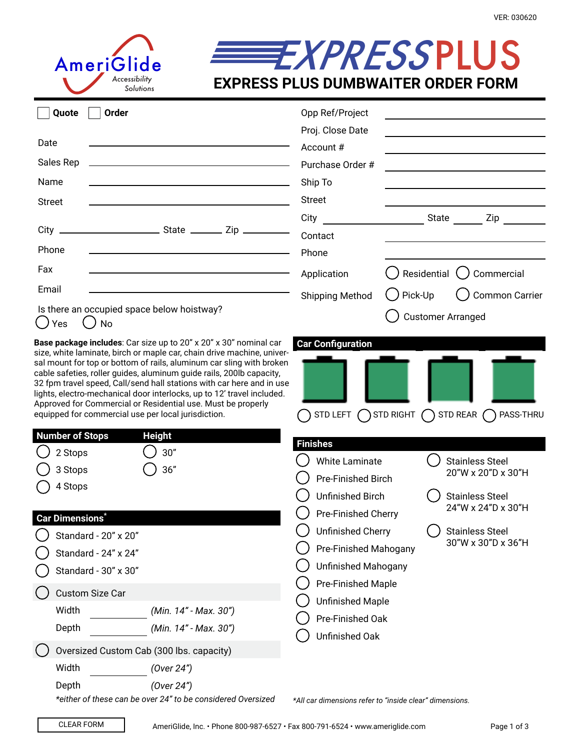VER: 030620

AmeriGlide Accessibility Solutions

# EXPRESS PLUS

## EXPRESS PLUS DUMBWAITER ORDER FORM

☐ Quote ☐ Order

Date ______________________

Sales Rep ______________________

Name ______________________

Street ______________________

City ______________ State ______ Zip ______

Phone ______________________

Fax ______________________

Email ______________________

Is there an occupied space below hoistway?

◯ Yes ◯ No

Opp Ref/Project ______________________

Proj. Close Date ______________________

Account # ______________________

Purchase Order # ______________________

Ship To ______________________

Street ______________________

City ______________ State ______ Zip ______

Contact ______________________

Phone ______________________

Application ◯ Residential ◯ Commercial

Shipping Method ◯ Pick-Up ◯ Common Carrier ◯ Customer Arranged

**Base package includes**: Car size up to 20" x 20" x 30" nominal car size, white laminate, birch or maple car, chain drive machine, universal mount for top or bottom of rails, aluminum car sling with broken cable safeties, roller guides, aluminum guide rails, 200lb capacity, 32 fpm travel speed, Call/send hall stations with car here and in use lights, electro-mechanical door interlocks, up to 12' travel included. Approved for Commercial or Residential use. Must be properly equipped for commercial use per local jurisdiction.

### Car Configuration

◯ STD LEFT ◯ STD RIGHT ◯ STD REAR ◯ PASS-THRU

### Number of Stops

◯ 2 Stops

◯ 3 Stops

◯ 4 Stops

### Height

◯ 30"

◯ 36"

### Car Dimensions*

◯ Standard - 20" x 20"

◯ Standard - 24" x 24"

◯ Standard - 30" x 30"

◯ Custom Size Car

Width __________ *(Min. 14" - Max. 30")*

Depth __________ *(Min. 14" - Max. 30")*

◯ Oversized Custom Cab (300 lbs. capacity)

Width __________ *(Over 24")*

Depth __________ *(Over 24")*

*\*either of these can be over 24" to be considered Oversized*

### Finishes

◯ White Laminate

◯ Pre-Finished Birch

◯ Unfinished Birch

◯ Pre-Finished Cherry

◯ Unfinished Cherry

◯ Pre-Finished Mahogany

◯ Unfinished Mahogany

◯ Pre-Finished Maple

◯ Unfinished Maple

◯ Pre-Finished Oak

◯ Unfinished Oak

◯ Stainless Steel 20"W x 20"D x 30"H

◯ Stainless Steel 24"W x 24"D x 30"H

◯ Stainless Steel 30"W x 30"D x 36"H

*\*All car dimensions refer to "inside clear" dimensions.*

CLEAR FORM

AmeriGlide, Inc. • Phone 800-987-6527 • Fax 800-791-6524 • www.ameriglide.com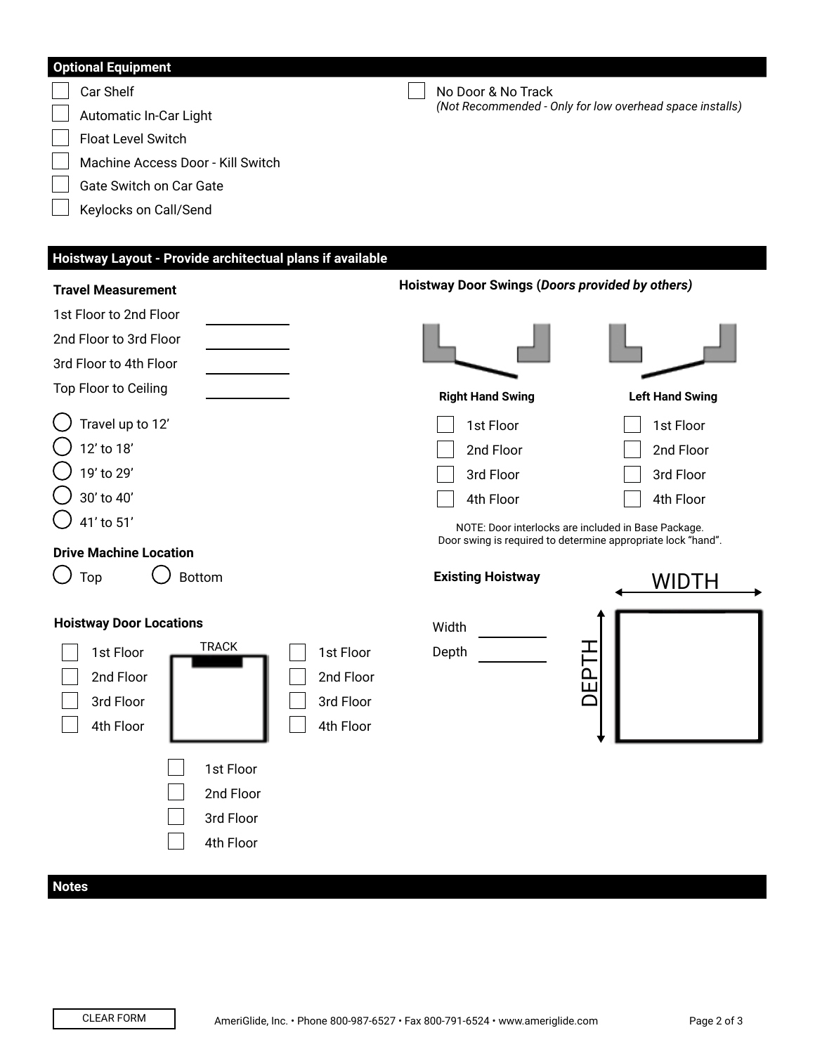## Optional Equipment

- ☐ Car Shelf
- ☐ Automatic In-Car Light
- ☐ Float Level Switch
- ☐ Machine Access Door - Kill Switch
- ☐ Gate Switch on Car Gate
- ☐ Keylocks on Call/Send
- ☐ No Door & No Track
  *(Not Recommended - Only for low overhead space installs)*

## Hoistway Layout - Provide architectual plans if available

**Travel Measurement**

1st Floor to 2nd Floor ____________

2nd Floor to 3rd Floor ____________

3rd Floor to 4th Floor ____________

Top Floor to Ceiling ____________

- ○ Travel up to 12’
- ○ 12’ to 18’
- ○ 19’ to 29’
- ○ 30’ to 40’
- ○ 41’ to 51’

**Drive Machine Location**

○ Top ○ Bottom

**Hoistway Door Locations**

TRACK

| Left Side | Right Side | Bottom |
|---|---|---|
| ☐ 1st Floor | ☐ 1st Floor | ☐ 1st Floor |
| ☐ 2nd Floor | ☐ 2nd Floor | ☐ 2nd Floor |
| ☐ 3rd Floor | ☐ 3rd Floor | ☐ 3rd Floor |
| ☐ 4th Floor | ☐ 4th Floor | ☐ 4th Floor |

**Hoistway Door Swings (*Doors provided by others)***

| Right Hand Swing | Left Hand Swing |
|---|---|
| ☐ 1st Floor | ☐ 1st Floor |
| ☐ 2nd Floor | ☐ 2nd Floor |
| ☐ 3rd Floor | ☐ 3rd Floor |
| ☐ 4th Floor | ☐ 4th Floor |

NOTE: Door interlocks are included in Base Package.
Door swing is required to determine appropriate lock “hand”.

**Existing Hoistway**

Width ____________

Depth ____________

WIDTH

DEPTH

## Notes

CLEAR FORM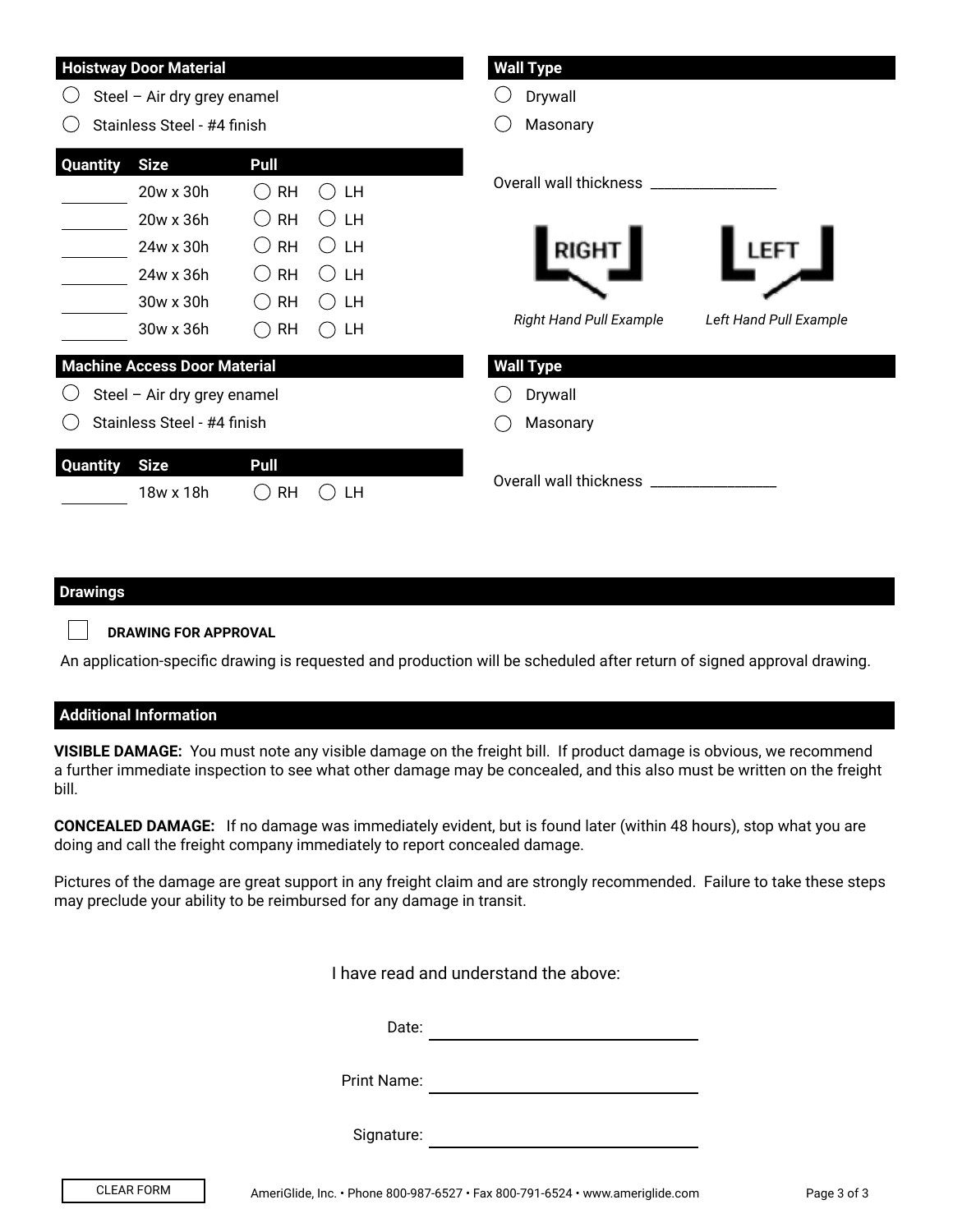## Hoistway Door Material

- ◯ Steel – Air dry grey enamel
- ◯ Stainless Steel - #4 finish

| Quantity | Size | Pull | |
| --- | --- | --- | --- |
| ______ | 20w x 30h | ◯ RH | ◯ LH |
| ______ | 20w x 36h | ◯ RH | ◯ LH |
| ______ | 24w x 30h | ◯ RH | ◯ LH |
| ______ | 24w x 36h | ◯ RH | ◯ LH |
| ______ | 30w x 30h | ◯ RH | ◯ LH |
| ______ | 30w x 36h | ◯ RH | ◯ LH |

## Wall Type

- ◯ Drywall
- ◯ Masonary

Overall wall thickness ________________

RIGHT

LEFT

*Right Hand Pull Example* *Left Hand Pull Example*

## Machine Access Door Material

- ◯ Steel – Air dry grey enamel
- ◯ Stainless Steel - #4 finish

| Quantity | Size | Pull | |
| --- | --- | --- | --- |
| ______ | 18w x 18h | ◯ RH | ◯ LH |

## Wall Type

- ◯ Drywall
- ◯ Masonary

Overall wall thickness ________________

## Drawings

☐ **DRAWING FOR APPROVAL**

An application-specific drawing is requested and production will be scheduled after return of signed approval drawing.

## Additional Information

**VISIBLE DAMAGE:** You must note any visible damage on the freight bill. If product damage is obvious, we recommend a further immediate inspection to see what other damage may be concealed, and this also must be written on the freight bill.

**CONCEALED DAMAGE:** If no damage was immediately evident, but is found later (within 48 hours), stop what you are doing and call the freight company immediately to report concealed damage.

Pictures of the damage are great support in any freight claim and are strongly recommended. Failure to take these steps may preclude your ability to be reimbursed for any damage in transit.

I have read and understand the above:

Date: ______________________________

Print Name: ______________________________

Signature: ______________________________

CLEAR FORM

AmeriGlide, Inc. • Phone 800-987-6527 • Fax 800-791-6524 • www.ameriglide.com